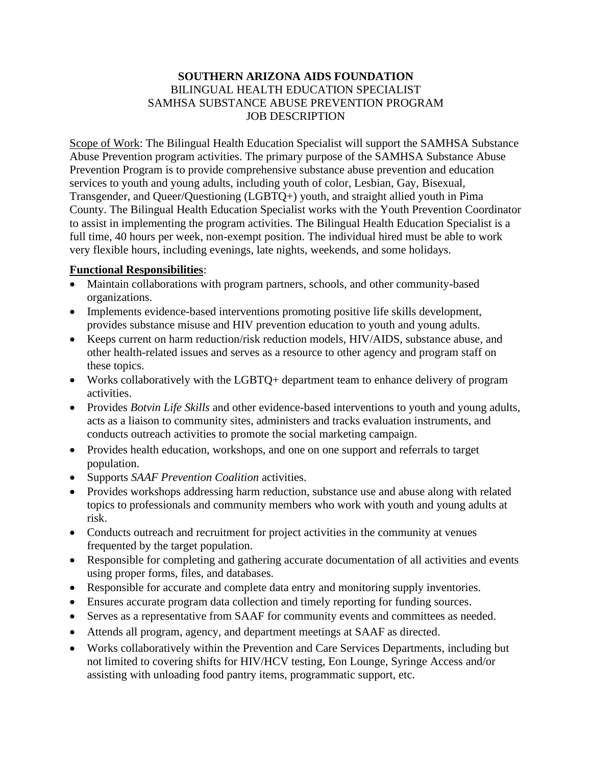**SOUTHERN ARIZONA AIDS FOUNDATION**
BILINGUAL HEALTH EDUCATION SPECIALIST
SAMHSA SUBSTANCE ABUSE PREVENTION PROGRAM
JOB DESCRIPTION

<u>Scope of Work</u>: The Bilingual Health Education Specialist will support the SAMHSA Substance Abuse Prevention program activities. The primary purpose of the SAMHSA Substance Abuse Prevention Program is to provide comprehensive substance abuse prevention and education services to youth and young adults, including youth of color, Lesbian, Gay, Bisexual, Transgender, and Queer/Questioning (LGBTQ+) youth, and straight allied youth in Pima County. The Bilingual Health Education Specialist works with the Youth Prevention Coordinator to assist in implementing the program activities. The Bilingual Health Education Specialist is a full time, 40 hours per week, non-exempt position. The individual hired must be able to work very flexible hours, including evenings, late nights, weekends, and some holidays.

**<u>Functional Responsibilities</u>**:

- Maintain collaborations with program partners, schools, and other community-based organizations.
- Implements evidence-based interventions promoting positive life skills development, provides substance misuse and HIV prevention education to youth and young adults.
- Keeps current on harm reduction/risk reduction models, HIV/AIDS, substance abuse, and other health-related issues and serves as a resource to other agency and program staff on these topics.
- Works collaboratively with the LGBTQ+ department team to enhance delivery of program activities.
- Provides *Botvin Life Skills* and other evidence-based interventions to youth and young adults, acts as a liaison to community sites, administers and tracks evaluation instruments, and conducts outreach activities to promote the social marketing campaign.
- Provides health education, workshops, and one on one support and referrals to target population.
- Supports *SAAF Prevention Coalition* activities.
- Provides workshops addressing harm reduction, substance use and abuse along with related topics to professionals and community members who work with youth and young adults at risk.
- Conducts outreach and recruitment for project activities in the community at venues frequented by the target population.
- Responsible for completing and gathering accurate documentation of all activities and events using proper forms, files, and databases.
- Responsible for accurate and complete data entry and monitoring supply inventories.
- Ensures accurate program data collection and timely reporting for funding sources.
- Serves as a representative from SAAF for community events and committees as needed.
- Attends all program, agency, and department meetings at SAAF as directed.
- Works collaboratively within the Prevention and Care Services Departments, including but not limited to covering shifts for HIV/HCV testing, Eon Lounge, Syringe Access and/or assisting with unloading food pantry items, programmatic support, etc.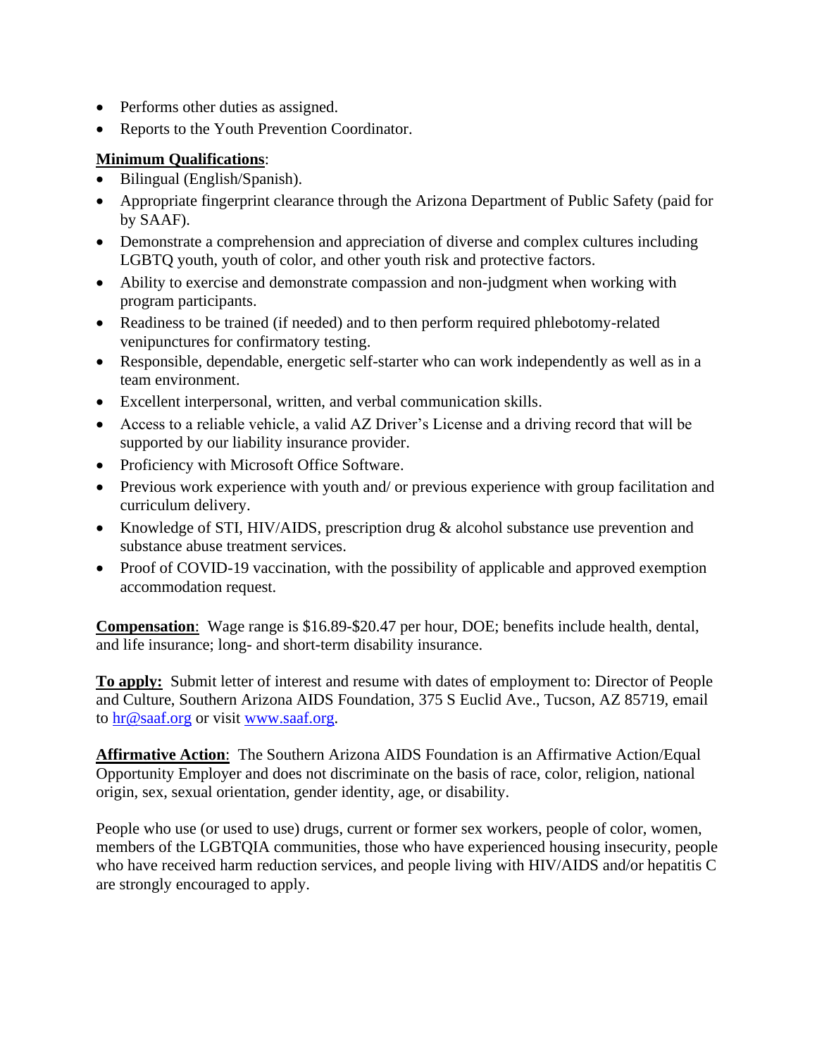- Performs other duties as assigned.
- Reports to the Youth Prevention Coordinator.

**Minimum Qualifications**:

- Bilingual (English/Spanish).
- Appropriate fingerprint clearance through the Arizona Department of Public Safety (paid for by SAAF).
- Demonstrate a comprehension and appreciation of diverse and complex cultures including LGBTQ youth, youth of color, and other youth risk and protective factors.
- Ability to exercise and demonstrate compassion and non-judgment when working with program participants.
- Readiness to be trained (if needed) and to then perform required phlebotomy-related venipunctures for confirmatory testing.
- Responsible, dependable, energetic self-starter who can work independently as well as in a team environment.
- Excellent interpersonal, written, and verbal communication skills.
- Access to a reliable vehicle, a valid AZ Driver's License and a driving record that will be supported by our liability insurance provider.
- Proficiency with Microsoft Office Software.
- Previous work experience with youth and/ or previous experience with group facilitation and curriculum delivery.
- Knowledge of STI, HIV/AIDS, prescription drug & alcohol substance use prevention and substance abuse treatment services.
- Proof of COVID-19 vaccination, with the possibility of applicable and approved exemption accommodation request.

**Compensation**: Wage range is $16.89-$20.47 per hour, DOE; benefits include health, dental, and life insurance; long- and short-term disability insurance.

**To apply:** Submit letter of interest and resume with dates of employment to: Director of People and Culture, Southern Arizona AIDS Foundation, 375 S Euclid Ave., Tucson, AZ 85719, email to [hr@saaf.org](mailto:hr@saaf.org) or visit [www.saaf.org](http://www.saaf.org).

**Affirmative Action**: The Southern Arizona AIDS Foundation is an Affirmative Action/Equal Opportunity Employer and does not discriminate on the basis of race, color, religion, national origin, sex, sexual orientation, gender identity, age, or disability.

People who use (or used to use) drugs, current or former sex workers, people of color, women, members of the LGBTQIA communities, those who have experienced housing insecurity, people who have received harm reduction services, and people living with HIV/AIDS and/or hepatitis C are strongly encouraged to apply.